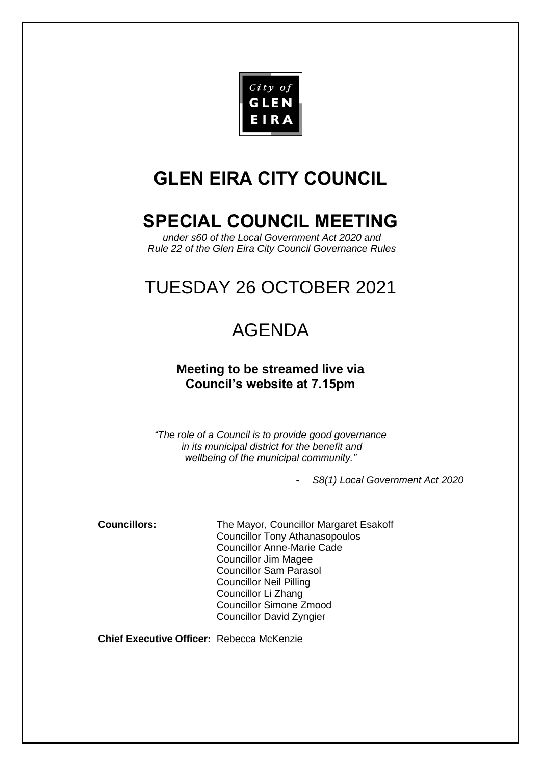City of
GLEN
EIRA

# GLEN EIRA CITY COUNCIL

# SPECIAL COUNCIL MEETING

*under s60 of the Local Government Act 2020 and*
*Rule 22 of the Glen Eira City Council Governance Rules*

## TUESDAY 26 OCTOBER 2021

## AGENDA

**Meeting to be streamed live via**
**Council's website at 7.15pm**

*"The role of a Council is to provide good governance*
*in its municipal district for the benefit and*
*wellbeing of the municipal community."*

\- *S8(1) Local Government Act 2020*

**Councillors:**
The Mayor, Councillor Margaret Esakoff
Councillor Tony Athanasopoulos
Councillor Anne-Marie Cade
Councillor Jim Magee
Councillor Sam Parasol
Councillor Neil Pilling
Councillor Li Zhang
Councillor Simone Zmood
Councillor David Zyngier

**Chief Executive Officer:** Rebecca McKenzie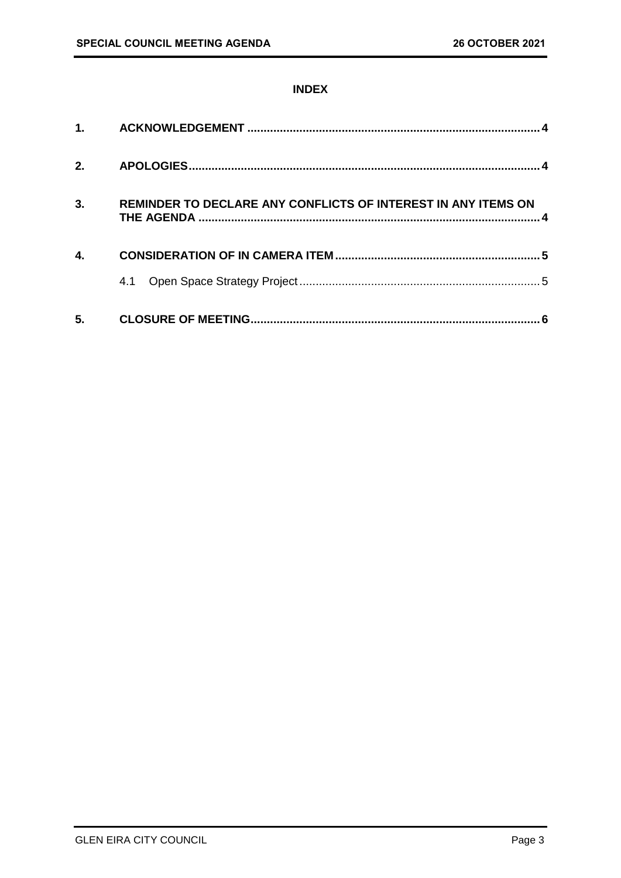**INDEX**

| | | |
|---|---|---|
| **1.** | **ACKNOWLEDGEMENT** | **4** |
| **2.** | **APOLOGIES** | **4** |
| **3.** | **REMINDER TO DECLARE ANY CONFLICTS OF INTEREST IN ANY ITEMS ON THE AGENDA** | **4** |
| **4.** | **CONSIDERATION OF IN CAMERA ITEM** | **5** |
| | 4.1 Open Space Strategy Project | 5 |
| **5.** | **CLOSURE OF MEETING** | **6** |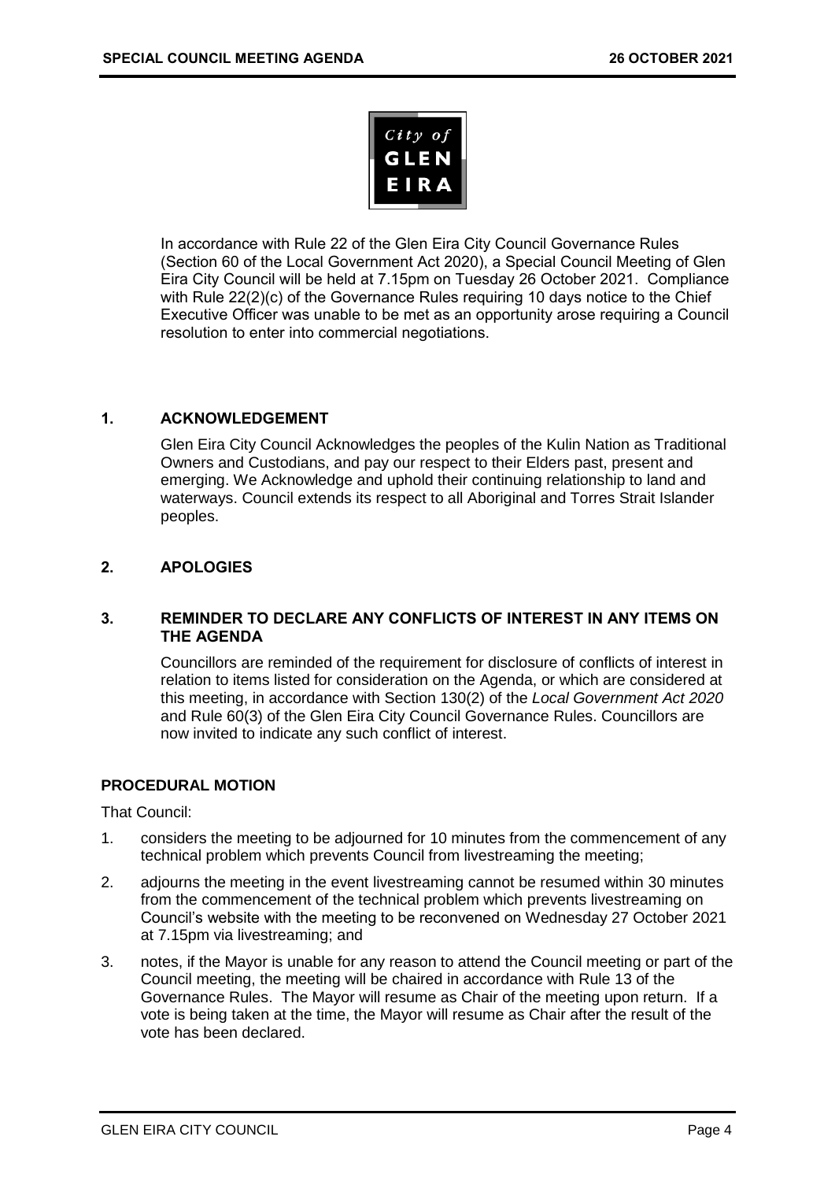In accordance with Rule 22 of the Glen Eira City Council Governance Rules (Section 60 of the Local Government Act 2020), a Special Council Meeting of Glen Eira City Council will be held at 7.15pm on Tuesday 26 October 2021. Compliance with Rule 22(2)(c) of the Governance Rules requiring 10 days notice to the Chief Executive Officer was unable to be met as an opportunity arose requiring a Council resolution to enter into commercial negotiations.

## 1. ACKNOWLEDGEMENT

Glen Eira City Council Acknowledges the peoples of the Kulin Nation as Traditional Owners and Custodians, and pay our respect to their Elders past, present and emerging. We Acknowledge and uphold their continuing relationship to land and waterways. Council extends its respect to all Aboriginal and Torres Strait Islander peoples.

## 2. APOLOGIES

## 3. REMINDER TO DECLARE ANY CONFLICTS OF INTEREST IN ANY ITEMS ON THE AGENDA

Councillors are reminded of the requirement for disclosure of conflicts of interest in relation to items listed for consideration on the Agenda, or which are considered at this meeting, in accordance with Section 130(2) of the *Local Government Act 2020* and Rule 60(3) of the Glen Eira City Council Governance Rules. Councillors are now invited to indicate any such conflict of interest.

### PROCEDURAL MOTION

That Council:

1. considers the meeting to be adjourned for 10 minutes from the commencement of any technical problem which prevents Council from livestreaming the meeting;
2. adjourns the meeting in the event livestreaming cannot be resumed within 30 minutes from the commencement of the technical problem which prevents livestreaming on Council's website with the meeting to be reconvened on Wednesday 27 October 2021 at 7.15pm via livestreaming; and
3. notes, if the Mayor is unable for any reason to attend the Council meeting or part of the Council meeting, the meeting will be chaired in accordance with Rule 13 of the Governance Rules. The Mayor will resume as Chair of the meeting upon return. If a vote is being taken at the time, the Mayor will resume as Chair after the result of the vote has been declared.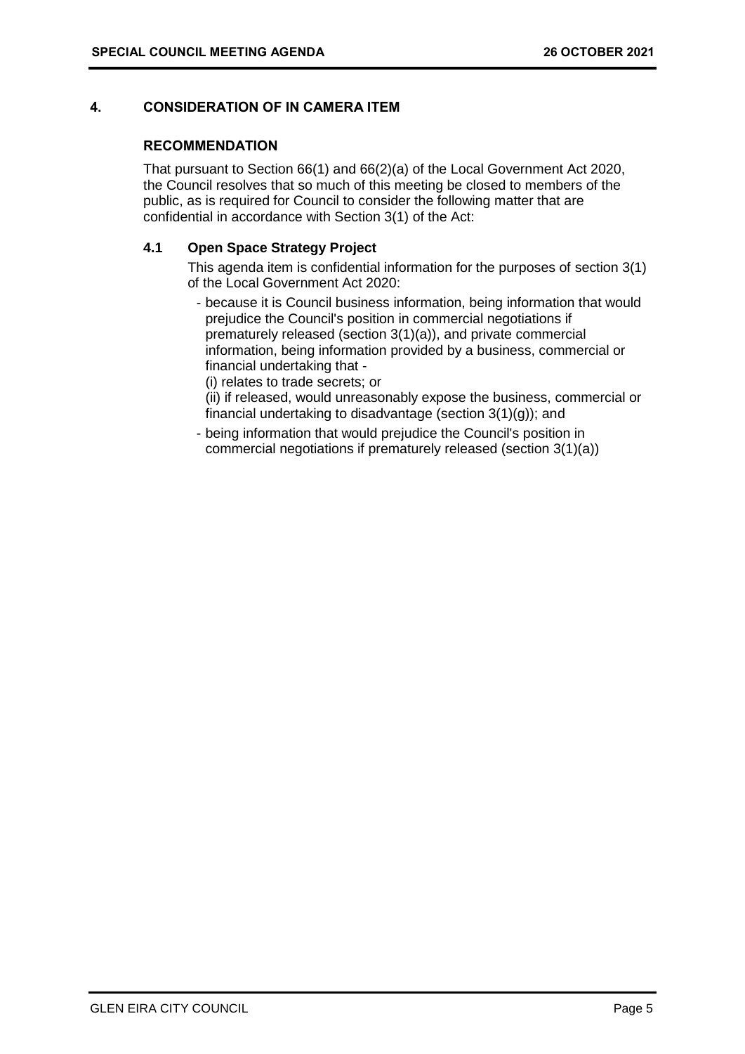## 4. CONSIDERATION OF IN CAMERA ITEM

### RECOMMENDATION

That pursuant to Section 66(1) and 66(2)(a) of the Local Government Act 2020, the Council resolves that so much of this meeting be closed to members of the public, as is required for Council to consider the following matter that are confidential in accordance with Section 3(1) of the Act:

### 4.1 Open Space Strategy Project

This agenda item is confidential information for the purposes of section 3(1) of the Local Government Act 2020:

- because it is Council business information, being information that would prejudice the Council's position in commercial negotiations if prematurely released (section 3(1)(a)), and private commercial information, being information provided by a business, commercial or financial undertaking that -
  (i) relates to trade secrets; or
  (ii) if released, would unreasonably expose the business, commercial or financial undertaking to disadvantage (section 3(1)(g)); and
- being information that would prejudice the Council's position in commercial negotiations if prematurely released (section 3(1)(a))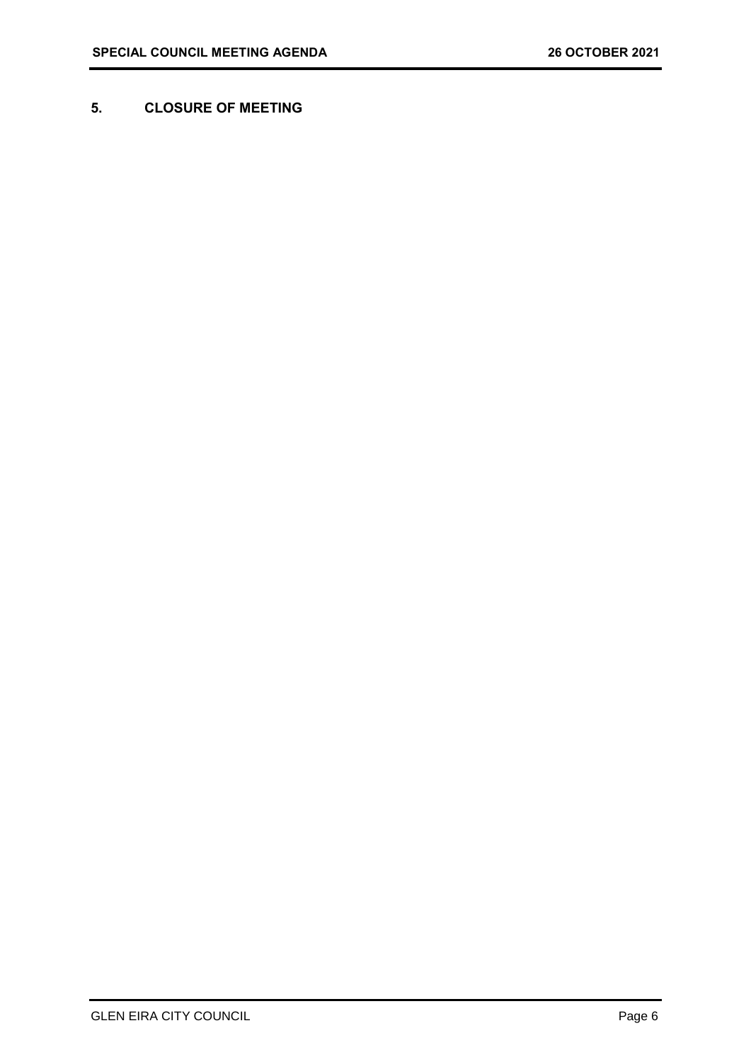## 5. CLOSURE OF MEETING